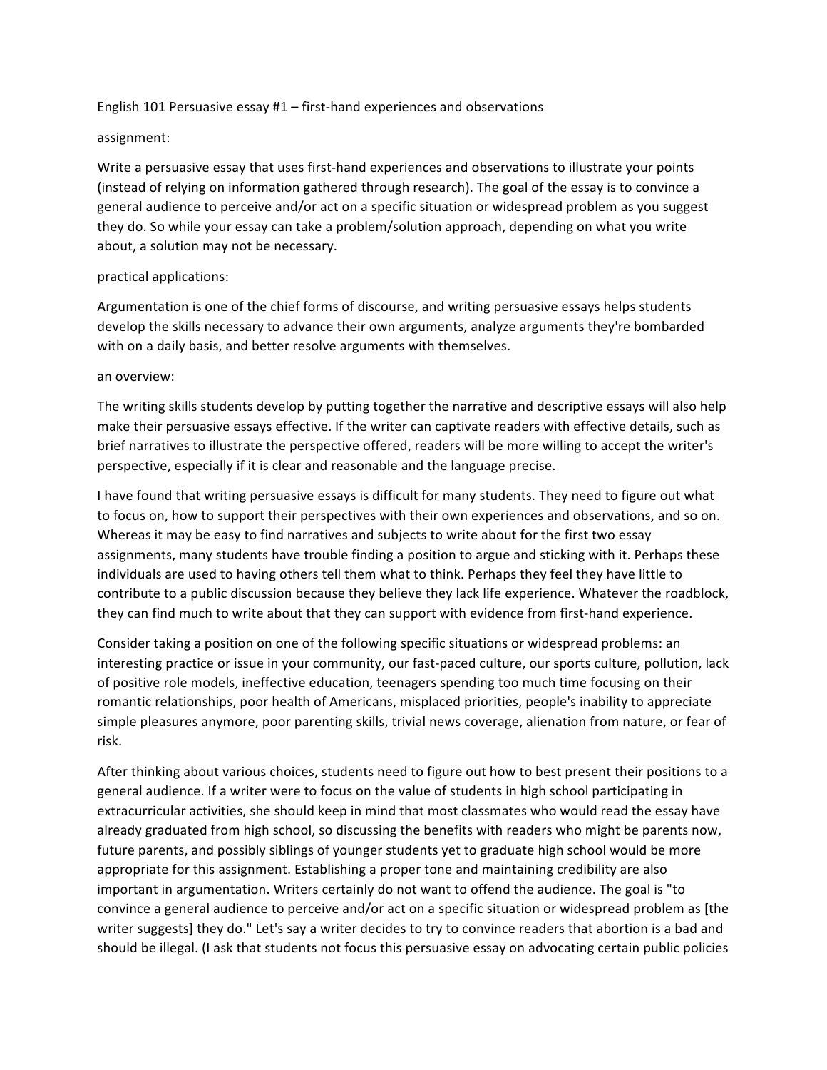English 101 Persuasive essay #1 – first-hand experiences and observations

assignment:

Write a persuasive essay that uses first-hand experiences and observations to illustrate your points (instead of relying on information gathered through research). The goal of the essay is to convince a general audience to perceive and/or act on a specific situation or widespread problem as you suggest they do. So while your essay can take a problem/solution approach, depending on what you write about, a solution may not be necessary.

practical applications:

Argumentation is one of the chief forms of discourse, and writing persuasive essays helps students develop the skills necessary to advance their own arguments, analyze arguments they're bombarded with on a daily basis, and better resolve arguments with themselves.

an overview:

The writing skills students develop by putting together the narrative and descriptive essays will also help make their persuasive essays effective. If the writer can captivate readers with effective details, such as brief narratives to illustrate the perspective offered, readers will be more willing to accept the writer's perspective, especially if it is clear and reasonable and the language precise.

I have found that writing persuasive essays is difficult for many students. They need to figure out what to focus on, how to support their perspectives with their own experiences and observations, and so on. Whereas it may be easy to find narratives and subjects to write about for the first two essay assignments, many students have trouble finding a position to argue and sticking with it. Perhaps these individuals are used to having others tell them what to think. Perhaps they feel they have little to contribute to a public discussion because they believe they lack life experience. Whatever the roadblock, they can find much to write about that they can support with evidence from first-hand experience.

Consider taking a position on one of the following specific situations or widespread problems: an interesting practice or issue in your community, our fast-paced culture, our sports culture, pollution, lack of positive role models, ineffective education, teenagers spending too much time focusing on their romantic relationships, poor health of Americans, misplaced priorities, people's inability to appreciate simple pleasures anymore, poor parenting skills, trivial news coverage, alienation from nature, or fear of risk.

After thinking about various choices, students need to figure out how to best present their positions to a general audience. If a writer were to focus on the value of students in high school participating in extracurricular activities, she should keep in mind that most classmates who would read the essay have already graduated from high school, so discussing the benefits with readers who might be parents now, future parents, and possibly siblings of younger students yet to graduate high school would be more appropriate for this assignment. Establishing a proper tone and maintaining credibility are also important in argumentation. Writers certainly do not want to offend the audience. The goal is "to convince a general audience to perceive and/or act on a specific situation or widespread problem as [the writer suggests] they do." Let's say a writer decides to try to convince readers that abortion is a bad and should be illegal. (I ask that students not focus this persuasive essay on advocating certain public policies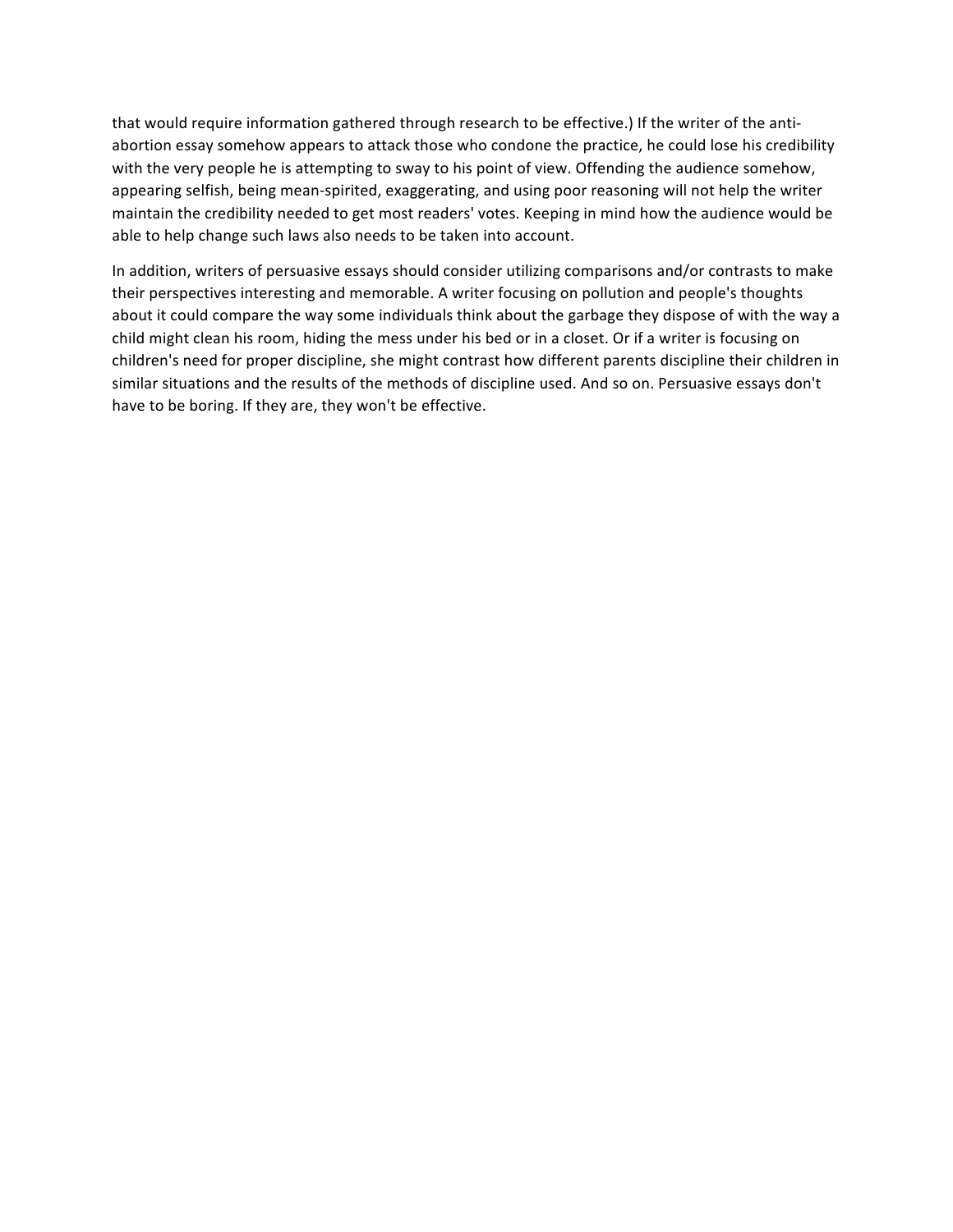that would require information gathered through research to be effective.) If the writer of the anti-abortion essay somehow appears to attack those who condone the practice, he could lose his credibility with the very people he is attempting to sway to his point of view. Offending the audience somehow, appearing selfish, being mean-spirited, exaggerating, and using poor reasoning will not help the writer maintain the credibility needed to get most readers' votes. Keeping in mind how the audience would be able to help change such laws also needs to be taken into account.

In addition, writers of persuasive essays should consider utilizing comparisons and/or contrasts to make their perspectives interesting and memorable. A writer focusing on pollution and people's thoughts about it could compare the way some individuals think about the garbage they dispose of with the way a child might clean his room, hiding the mess under his bed or in a closet. Or if a writer is focusing on children's need for proper discipline, she might contrast how different parents discipline their children in similar situations and the results of the methods of discipline used. And so on. Persuasive essays don't have to be boring. If they are, they won't be effective.